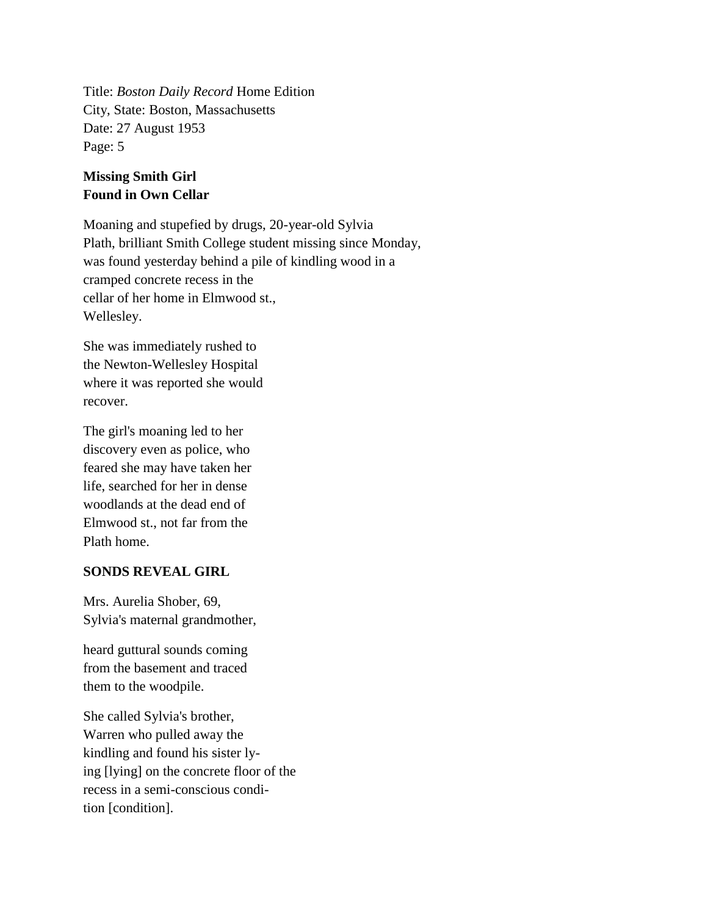Title: *Boston Daily Record* Home Edition
City, State: Boston, Massachusetts
Date: 27 August 1953
Page: 5

**Missing Smith Girl**
**Found in Own Cellar**

Moaning and stupefied by drugs, 20-year-old Sylvia Plath, brilliant Smith College student missing since Monday, was found yesterday behind a pile of kindling wood in a cramped concrete recess in the cellar of her home in Elmwood st., Wellesley.

She was immediately rushed to the Newton-Wellesley Hospital where it was reported she would recover.

The girl's moaning led to her discovery even as police, who feared she may have taken her life, searched for her in dense woodlands at the dead end of Elmwood st., not far from the Plath home.

**SONDS REVEAL GIRL**

Mrs. Aurelia Shober, 69, Sylvia's maternal grandmother,

heard guttural sounds coming from the basement and traced them to the woodpile.

She called Sylvia's brother, Warren who pulled away the kindling and found his sister ly-ing [lying] on the concrete floor of the recess in a semi-conscious condi-tion [condition].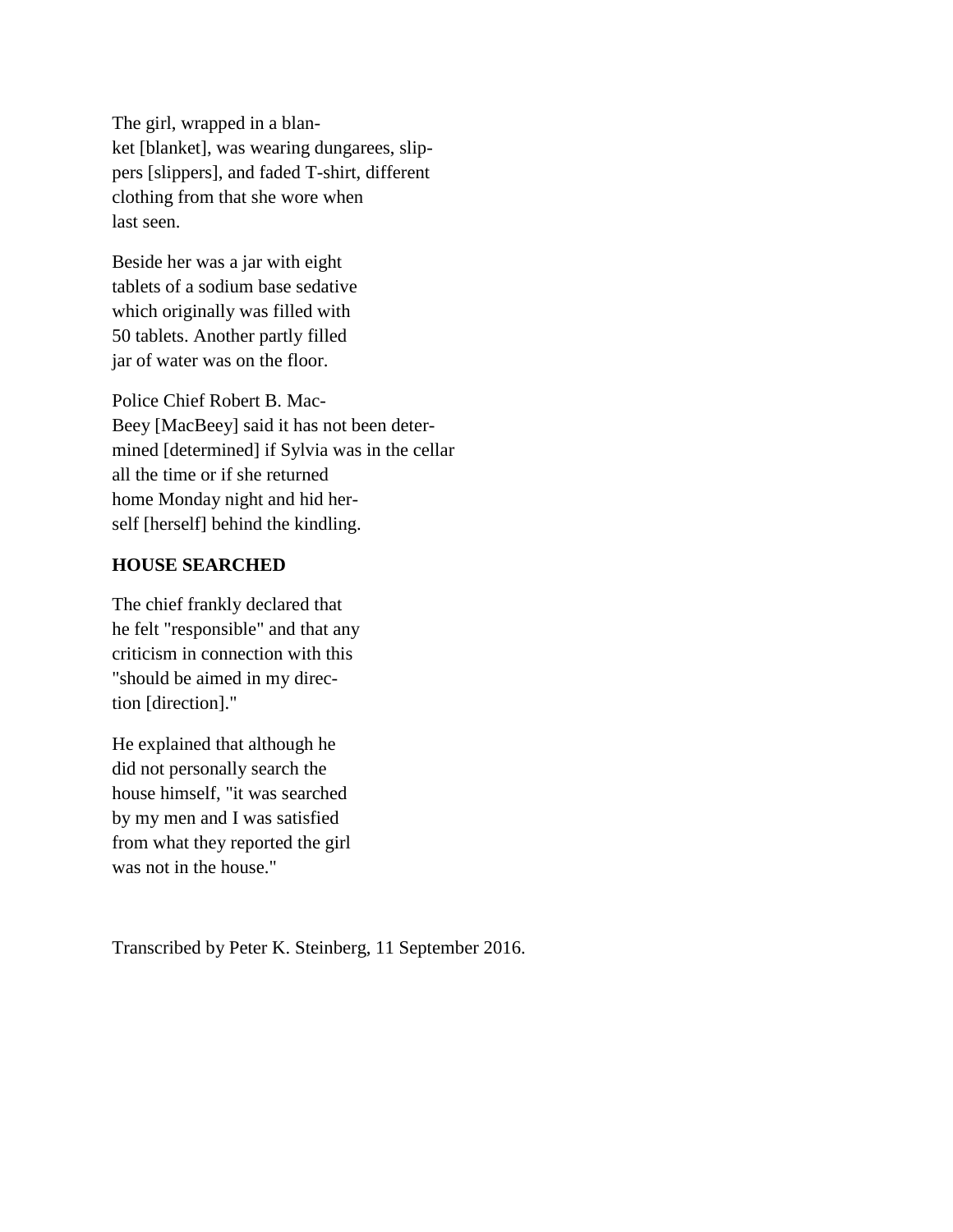The girl, wrapped in a blan-
ket [blanket], was wearing dungarees, slip-
pers [slippers], and faded T-shirt, different
clothing from that she wore when
last seen.

Beside her was a jar with eight
tablets of a sodium base sedative
which originally was filled with
50 tablets. Another partly filled
jar of water was on the floor.

Police Chief Robert B. Mac-
Beey [MacBeey] said it has not been deter-
mined [determined] if Sylvia was in the cellar
all the time or if she returned
home Monday night and hid her-
self [herself] behind the kindling.

**HOUSE SEARCHED**

The chief frankly declared that
he felt "responsible" and that any
criticism in connection with this
"should be aimed in my direc-
tion [direction]."

He explained that although he
did not personally search the
house himself, "it was searched
by my men and I was satisfied
from what they reported the girl
was not in the house."

Transcribed by Peter K. Steinberg, 11 September 2016.